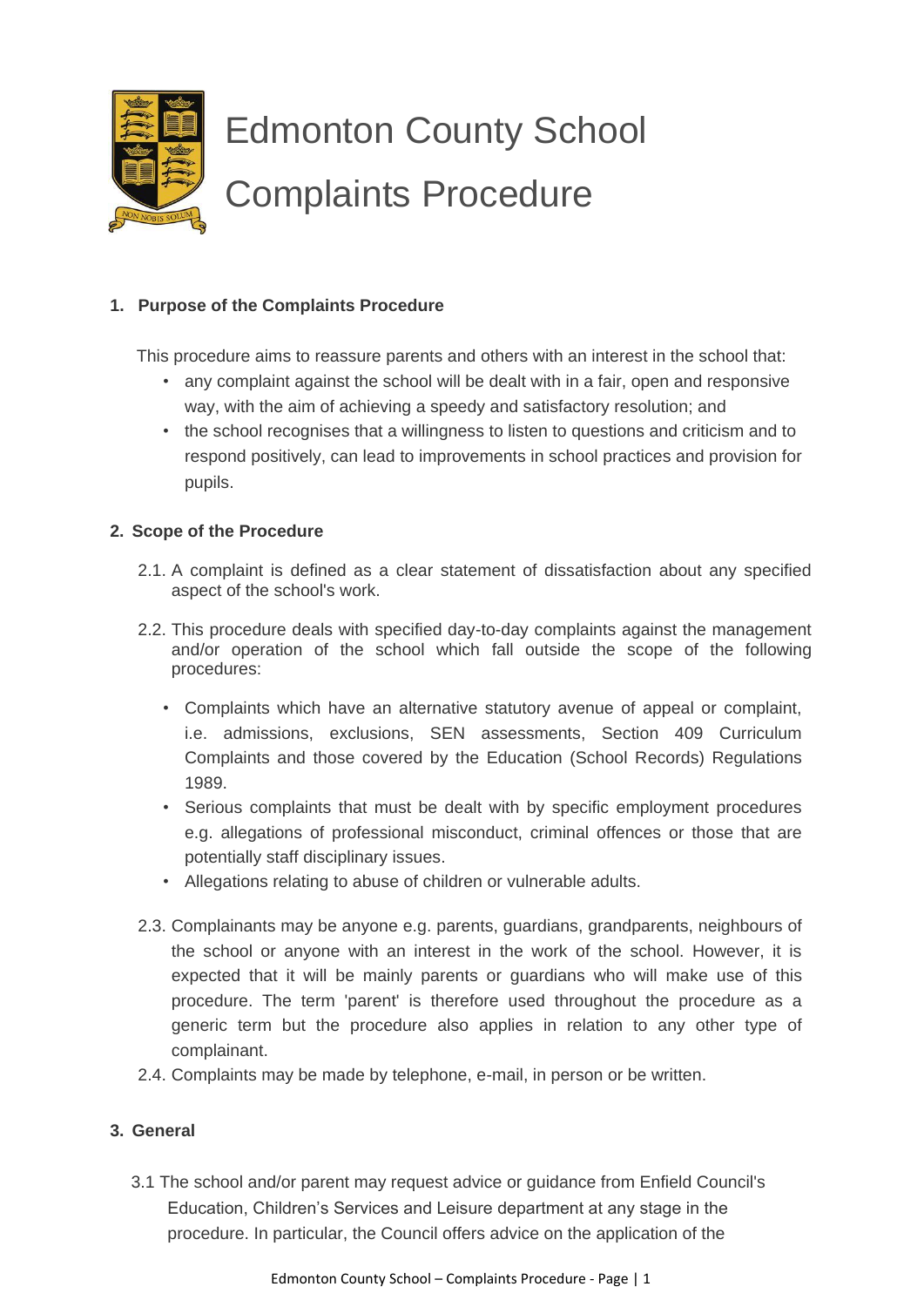# Edmonton County School

# Complaints Procedure

## 1. Purpose of the Complaints Procedure

This procedure aims to reassure parents and others with an interest in the school that:

- any complaint against the school will be dealt with in a fair, open and responsive way, with the aim of achieving a speedy and satisfactory resolution; and
- the school recognises that a willingness to listen to questions and criticism and to respond positively, can lead to improvements in school practices and provision for pupils.

## 2. Scope of the Procedure

2.1. A complaint is defined as a clear statement of dissatisfaction about any specified aspect of the school's work.

2.2. This procedure deals with specified day-to-day complaints against the management and/or operation of the school which fall outside the scope of the following procedures:

- Complaints which have an alternative statutory avenue of appeal or complaint, i.e. admissions, exclusions, SEN assessments, Section 409 Curriculum Complaints and those covered by the Education (School Records) Regulations 1989.
- Serious complaints that must be dealt with by specific employment procedures e.g. allegations of professional misconduct, criminal offences or those that are potentially staff disciplinary issues.
- Allegations relating to abuse of children or vulnerable adults.

2.3. Complainants may be anyone e.g. parents, guardians, grandparents, neighbours of the school or anyone with an interest in the work of the school. However, it is expected that it will be mainly parents or guardians who will make use of this procedure. The term 'parent' is therefore used throughout the procedure as a generic term but the procedure also applies in relation to any other type of complainant.

2.4. Complaints may be made by telephone, e-mail, in person or be written.

## 3. General

3.1 The school and/or parent may request advice or guidance from Enfield Council's Education, Children's Services and Leisure department at any stage in the procedure. In particular, the Council offers advice on the application of the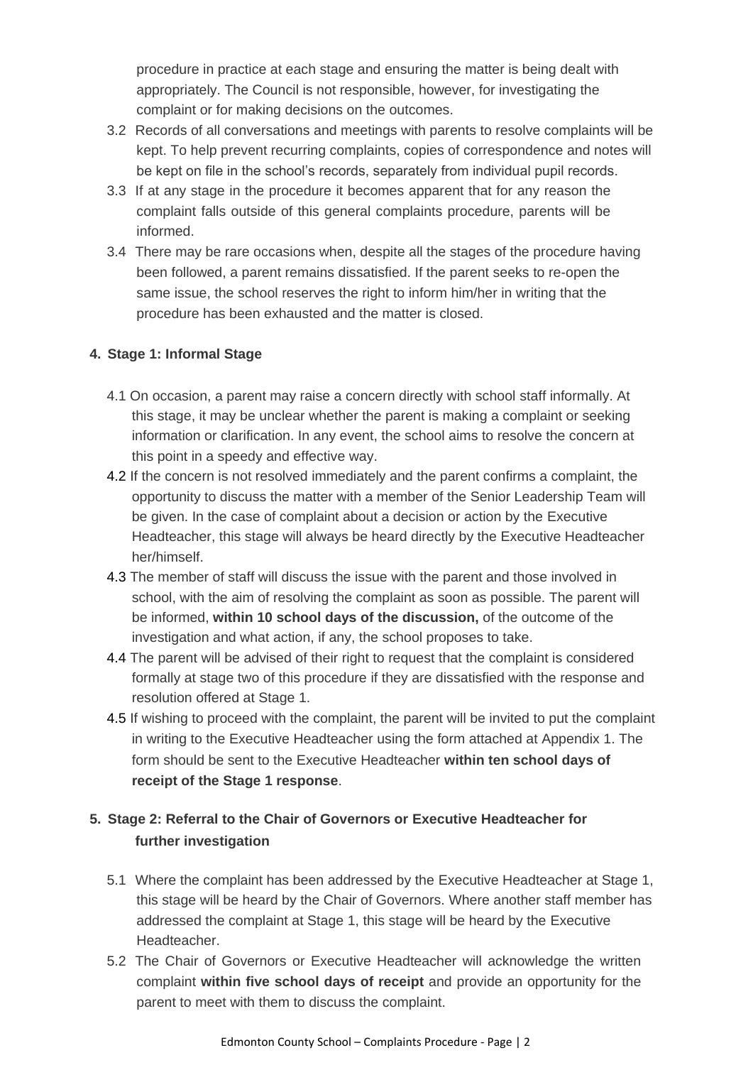procedure in practice at each stage and ensuring the matter is being dealt with appropriately. The Council is not responsible, however, for investigating the complaint or for making decisions on the outcomes.

3.2 Records of all conversations and meetings with parents to resolve complaints will be kept. To help prevent recurring complaints, copies of correspondence and notes will be kept on file in the school's records, separately from individual pupil records.

3.3 If at any stage in the procedure it becomes apparent that for any reason the complaint falls outside of this general complaints procedure, parents will be informed.

3.4 There may be rare occasions when, despite all the stages of the procedure having been followed, a parent remains dissatisfied. If the parent seeks to re-open the same issue, the school reserves the right to inform him/her in writing that the procedure has been exhausted and the matter is closed.

## 4. Stage 1: Informal Stage

4.1 On occasion, a parent may raise a concern directly with school staff informally. At this stage, it may be unclear whether the parent is making a complaint or seeking information or clarification. In any event, the school aims to resolve the concern at this point in a speedy and effective way.

4.2 If the concern is not resolved immediately and the parent confirms a complaint, the opportunity to discuss the matter with a member of the Senior Leadership Team will be given. In the case of complaint about a decision or action by the Executive Headteacher, this stage will always be heard directly by the Executive Headteacher her/himself.

4.3 The member of staff will discuss the issue with the parent and those involved in school, with the aim of resolving the complaint as soon as possible. The parent will be informed, **within 10 school days of the discussion,** of the outcome of the investigation and what action, if any, the school proposes to take.

4.4 The parent will be advised of their right to request that the complaint is considered formally at stage two of this procedure if they are dissatisfied with the response and resolution offered at Stage 1.

4.5 If wishing to proceed with the complaint, the parent will be invited to put the complaint in writing to the Executive Headteacher using the form attached at Appendix 1. The form should be sent to the Executive Headteacher **within ten school days of receipt of the Stage 1 response**.

## 5. Stage 2: Referral to the Chair of Governors or Executive Headteacher for further investigation

5.1 Where the complaint has been addressed by the Executive Headteacher at Stage 1, this stage will be heard by the Chair of Governors. Where another staff member has addressed the complaint at Stage 1, this stage will be heard by the Executive Headteacher.

5.2 The Chair of Governors or Executive Headteacher will acknowledge the written complaint **within five school days of receipt** and provide an opportunity for the parent to meet with them to discuss the complaint.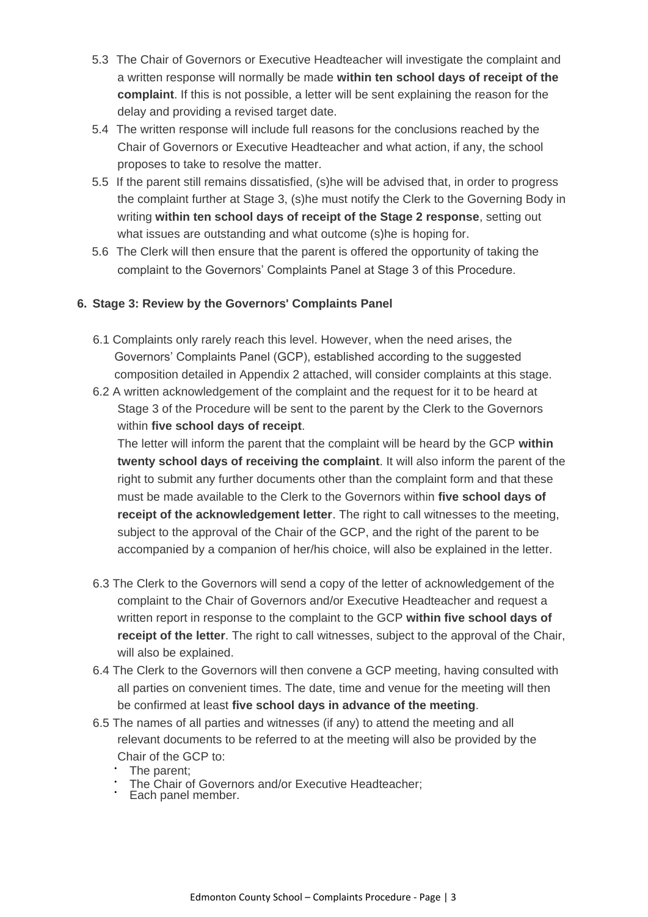5.3 The Chair of Governors or Executive Headteacher will investigate the complaint and a written response will normally be made **within ten school days of receipt of the complaint**. If this is not possible, a letter will be sent explaining the reason for the delay and providing a revised target date.

5.4 The written response will include full reasons for the conclusions reached by the Chair of Governors or Executive Headteacher and what action, if any, the school proposes to take to resolve the matter.

5.5 If the parent still remains dissatisfied, (s)he will be advised that, in order to progress the complaint further at Stage 3, (s)he must notify the Clerk to the Governing Body in writing **within ten school days of receipt of the Stage 2 response**, setting out what issues are outstanding and what outcome (s)he is hoping for.

5.6 The Clerk will then ensure that the parent is offered the opportunity of taking the complaint to the Governors' Complaints Panel at Stage 3 of this Procedure.

## 6. Stage 3: Review by the Governors' Complaints Panel

6.1 Complaints only rarely reach this level. However, when the need arises, the Governors' Complaints Panel (GCP), established according to the suggested composition detailed in Appendix 2 attached, will consider complaints at this stage.

6.2 A written acknowledgement of the complaint and the request for it to be heard at Stage 3 of the Procedure will be sent to the parent by the Clerk to the Governors within **five school days of receipt**.

The letter will inform the parent that the complaint will be heard by the GCP **within twenty school days of receiving the complaint**. It will also inform the parent of the right to submit any further documents other than the complaint form and that these must be made available to the Clerk to the Governors within **five school days of receipt of the acknowledgement letter**. The right to call witnesses to the meeting, subject to the approval of the Chair of the GCP, and the right of the parent to be accompanied by a companion of her/his choice, will also be explained in the letter.

6.3 The Clerk to the Governors will send a copy of the letter of acknowledgement of the complaint to the Chair of Governors and/or Executive Headteacher and request a written report in response to the complaint to the GCP **within five school days of receipt of the letter**. The right to call witnesses, subject to the approval of the Chair, will also be explained.

6.4 The Clerk to the Governors will then convene a GCP meeting, having consulted with all parties on convenient times. The date, time and venue for the meeting will then be confirmed at least **five school days in advance of the meeting**.

6.5 The names of all parties and witnesses (if any) to attend the meeting and all relevant documents to be referred to at the meeting will also be provided by the Chair of the GCP to:

- The parent;
- The Chair of Governors and/or Executive Headteacher;
- Each panel member.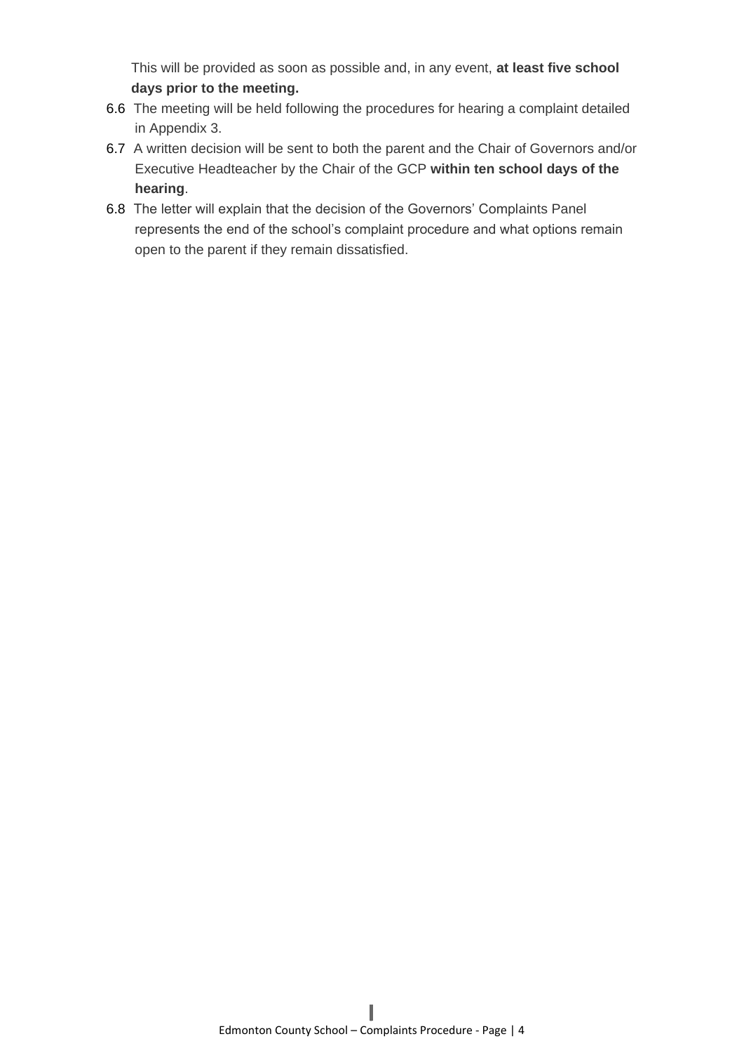This will be provided as soon as possible and, in any event, **at least five school days prior to the meeting.**

6.6 The meeting will be held following the procedures for hearing a complaint detailed in Appendix 3.

6.7 A written decision will be sent to both the parent and the Chair of Governors and/or Executive Headteacher by the Chair of the GCP **within ten school days of the hearing**.

6.8 The letter will explain that the decision of the Governors' Complaints Panel represents the end of the school's complaint procedure and what options remain open to the parent if they remain dissatisfied.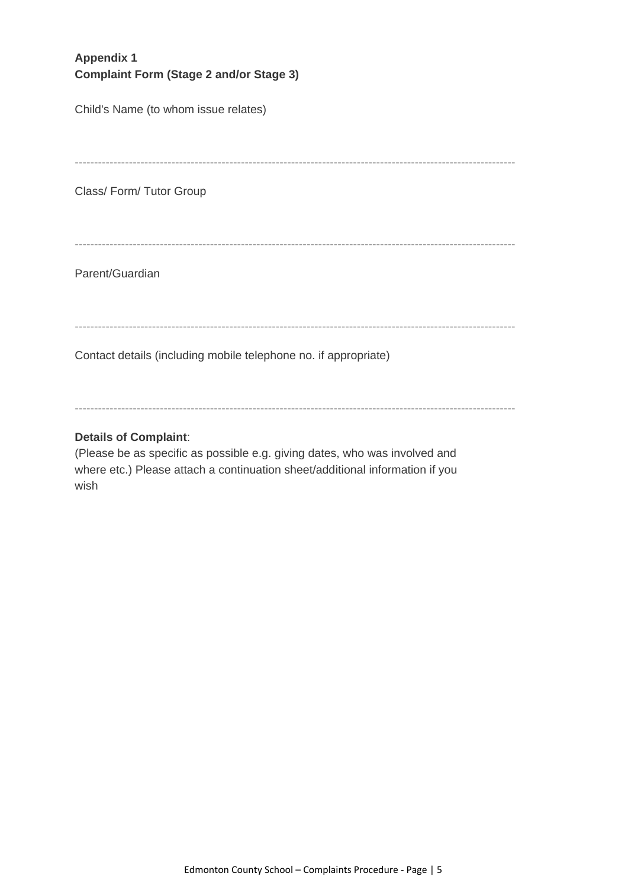**Appendix 1**
**Complaint Form (Stage 2 and/or Stage 3)**

Child's Name (to whom issue relates)

---

Class/ Form/ Tutor Group

---

Parent/Guardian

---

Contact details (including mobile telephone no. if appropriate)

---

**Details of Complaint**:
(Please be as specific as possible e.g. giving dates, who was involved and where etc.) Please attach a continuation sheet/additional information if you wish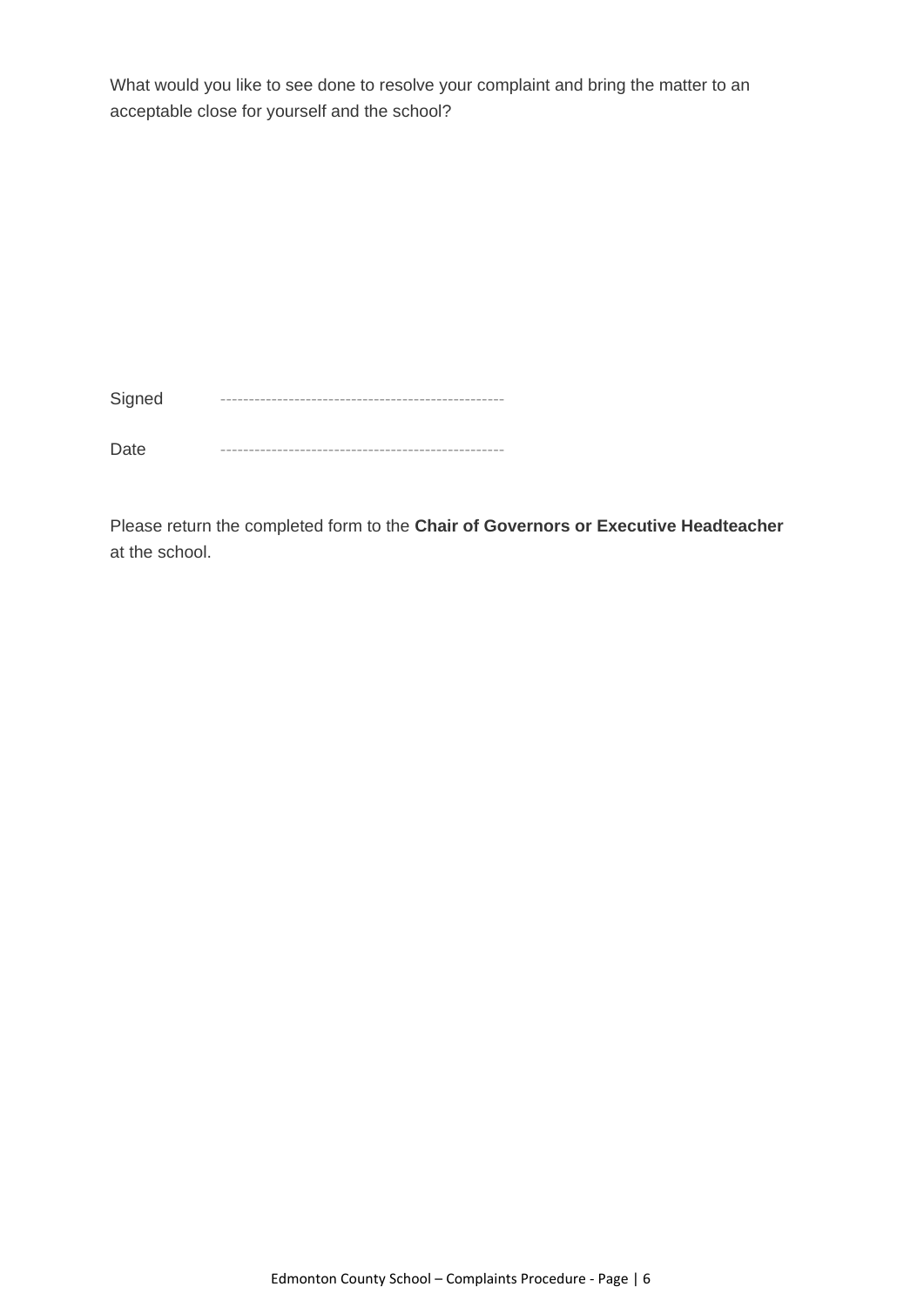What would you like to see done to resolve your complaint and bring the matter to an acceptable close for yourself and the school?

Signed --------------------------------------------------

Date --------------------------------------------------

Please return the completed form to the **Chair of Governors or Executive Headteacher** at the school.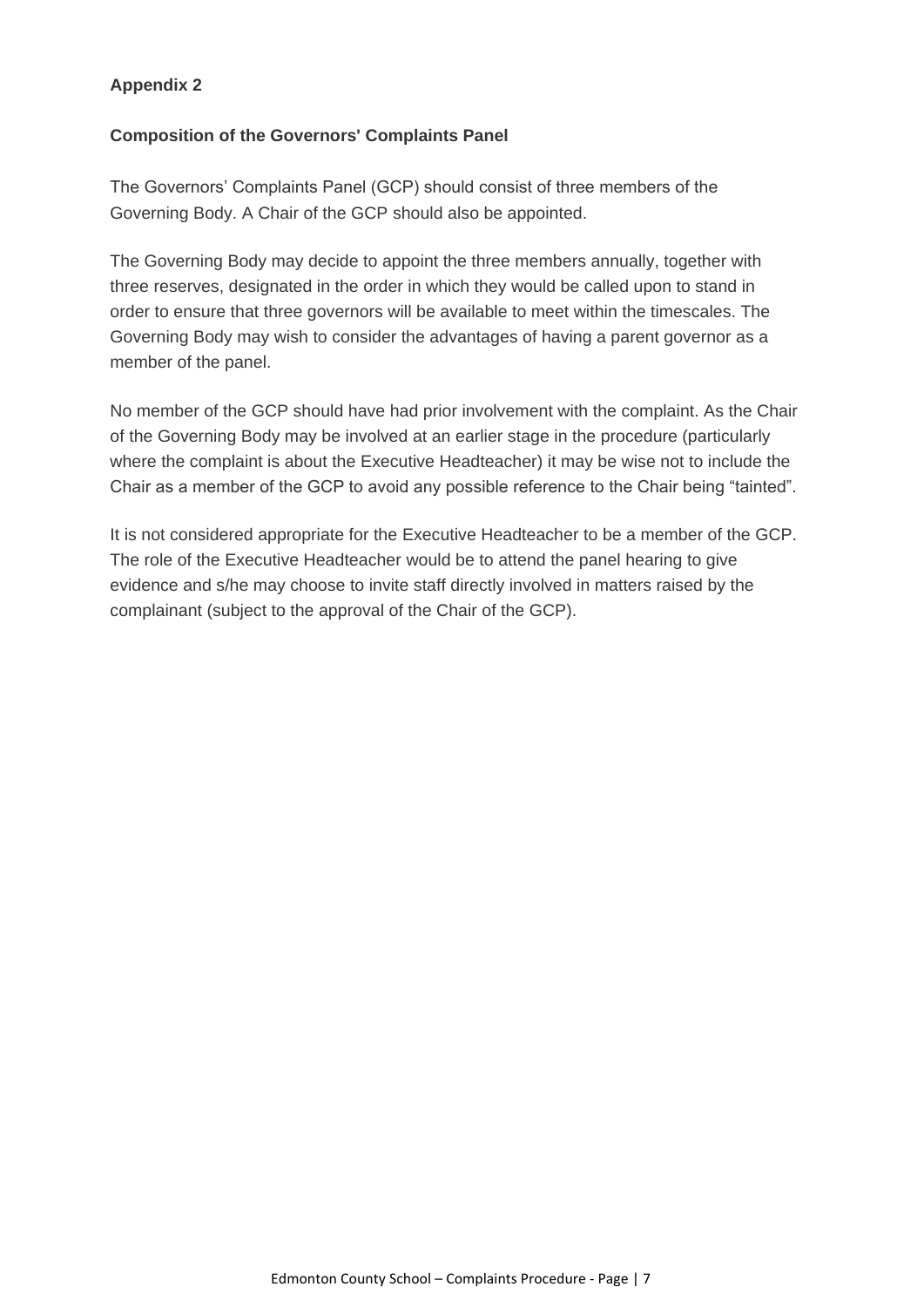## Appendix 2

### Composition of the Governors' Complaints Panel

The Governors' Complaints Panel (GCP) should consist of three members of the Governing Body. A Chair of the GCP should also be appointed.

The Governing Body may decide to appoint the three members annually, together with three reserves, designated in the order in which they would be called upon to stand in order to ensure that three governors will be available to meet within the timescales. The Governing Body may wish to consider the advantages of having a parent governor as a member of the panel.

No member of the GCP should have had prior involvement with the complaint. As the Chair of the Governing Body may be involved at an earlier stage in the procedure (particularly where the complaint is about the Executive Headteacher) it may be wise not to include the Chair as a member of the GCP to avoid any possible reference to the Chair being "tainted".

It is not considered appropriate for the Executive Headteacher to be a member of the GCP. The role of the Executive Headteacher would be to attend the panel hearing to give evidence and s/he may choose to invite staff directly involved in matters raised by the complainant (subject to the approval of the Chair of the GCP).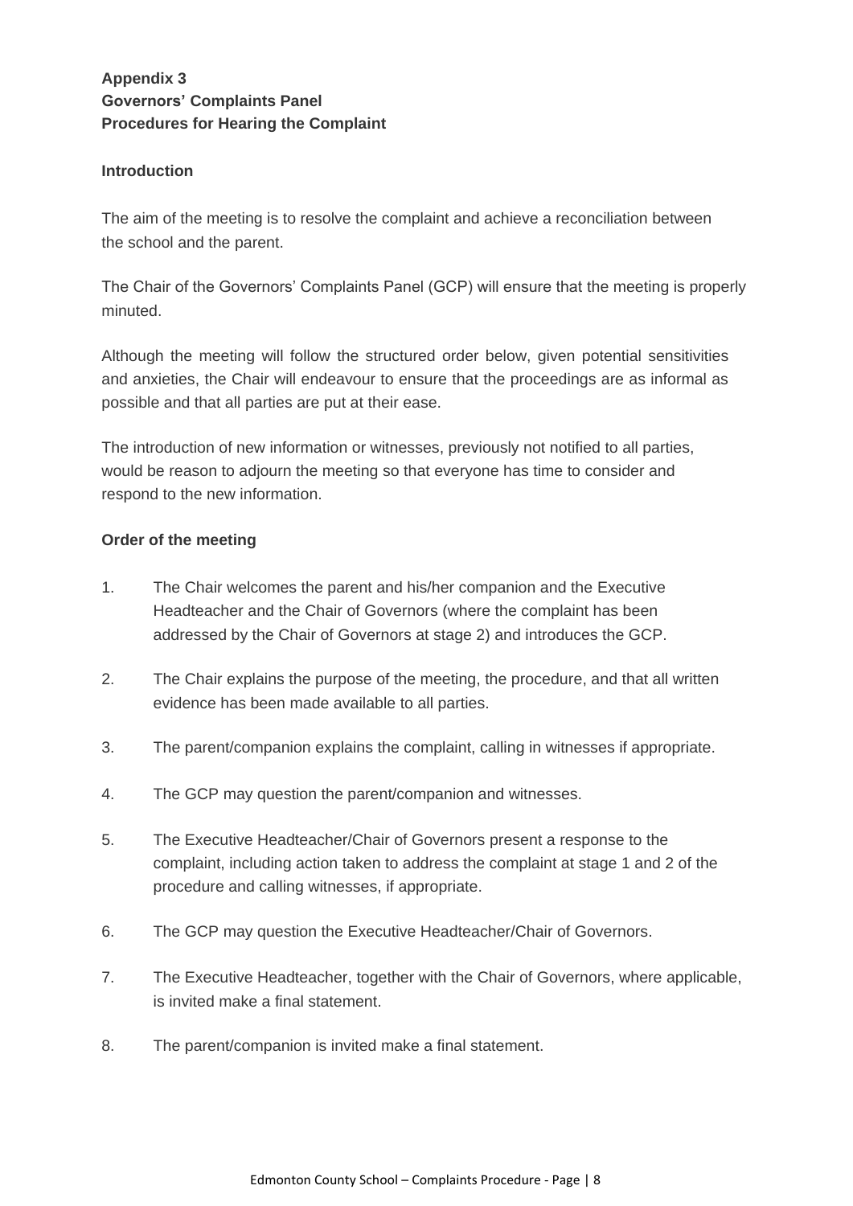**Appendix 3**
**Governors' Complaints Panel**
**Procedures for Hearing the Complaint**

**Introduction**

The aim of the meeting is to resolve the complaint and achieve a reconciliation between the school and the parent.

The Chair of the Governors' Complaints Panel (GCP) will ensure that the meeting is properly minuted.

Although the meeting will follow the structured order below, given potential sensitivities and anxieties, the Chair will endeavour to ensure that the proceedings are as informal as possible and that all parties are put at their ease.

The introduction of new information or witnesses, previously not notified to all parties, would be reason to adjourn the meeting so that everyone has time to consider and respond to the new information.

**Order of the meeting**

1. The Chair welcomes the parent and his/her companion and the Executive Headteacher and the Chair of Governors (where the complaint has been addressed by the Chair of Governors at stage 2) and introduces the GCP.

2. The Chair explains the purpose of the meeting, the procedure, and that all written evidence has been made available to all parties.

3. The parent/companion explains the complaint, calling in witnesses if appropriate.

4. The GCP may question the parent/companion and witnesses.

5. The Executive Headteacher/Chair of Governors present a response to the complaint, including action taken to address the complaint at stage 1 and 2 of the procedure and calling witnesses, if appropriate.

6. The GCP may question the Executive Headteacher/Chair of Governors.

7. The Executive Headteacher, together with the Chair of Governors, where applicable, is invited make a final statement.

8. The parent/companion is invited make a final statement.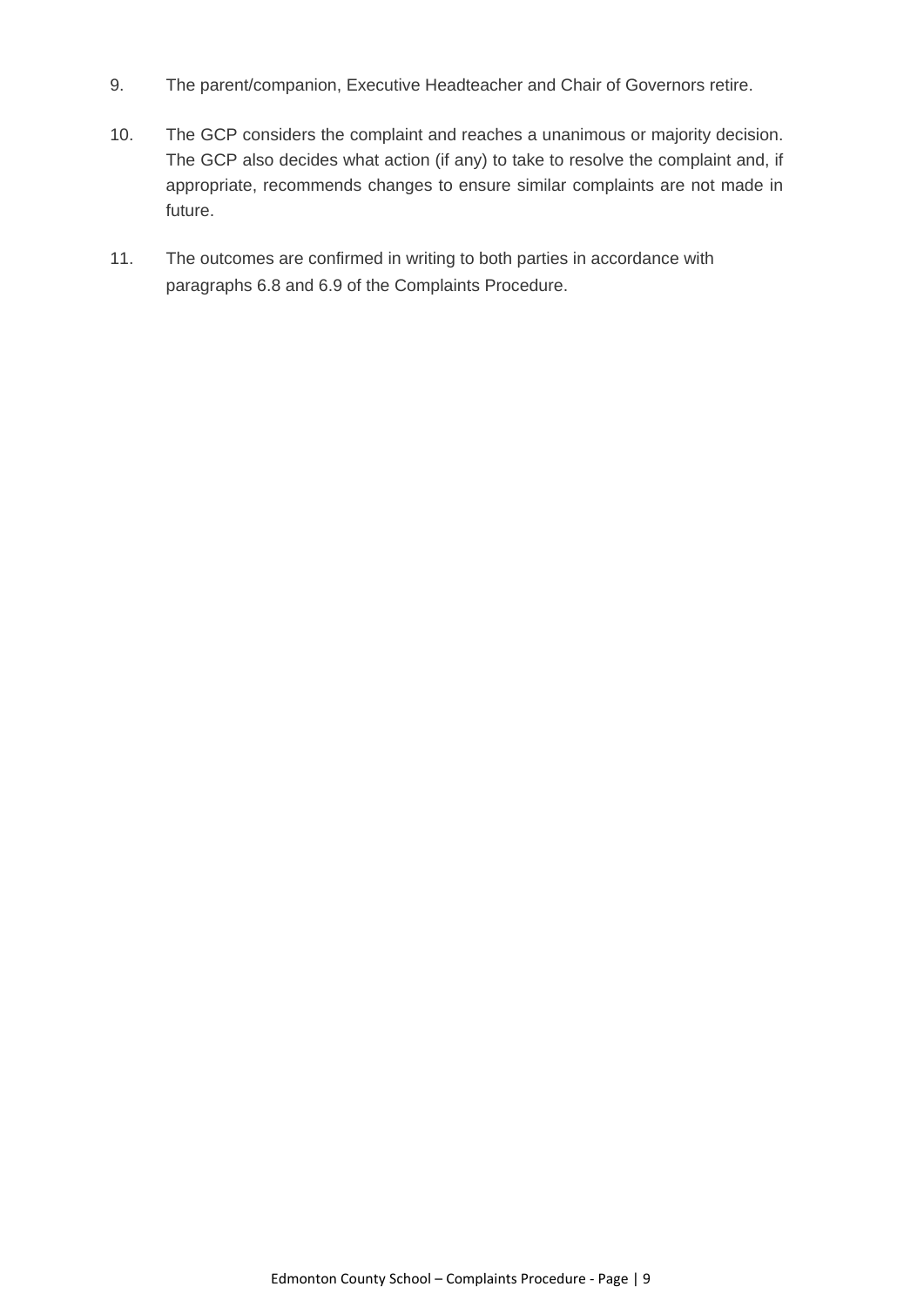9. The parent/companion, Executive Headteacher and Chair of Governors retire.

10. The GCP considers the complaint and reaches a unanimous or majority decision. The GCP also decides what action (if any) to take to resolve the complaint and, if appropriate, recommends changes to ensure similar complaints are not made in future.

11. The outcomes are confirmed in writing to both parties in accordance with paragraphs 6.8 and 6.9 of the Complaints Procedure.